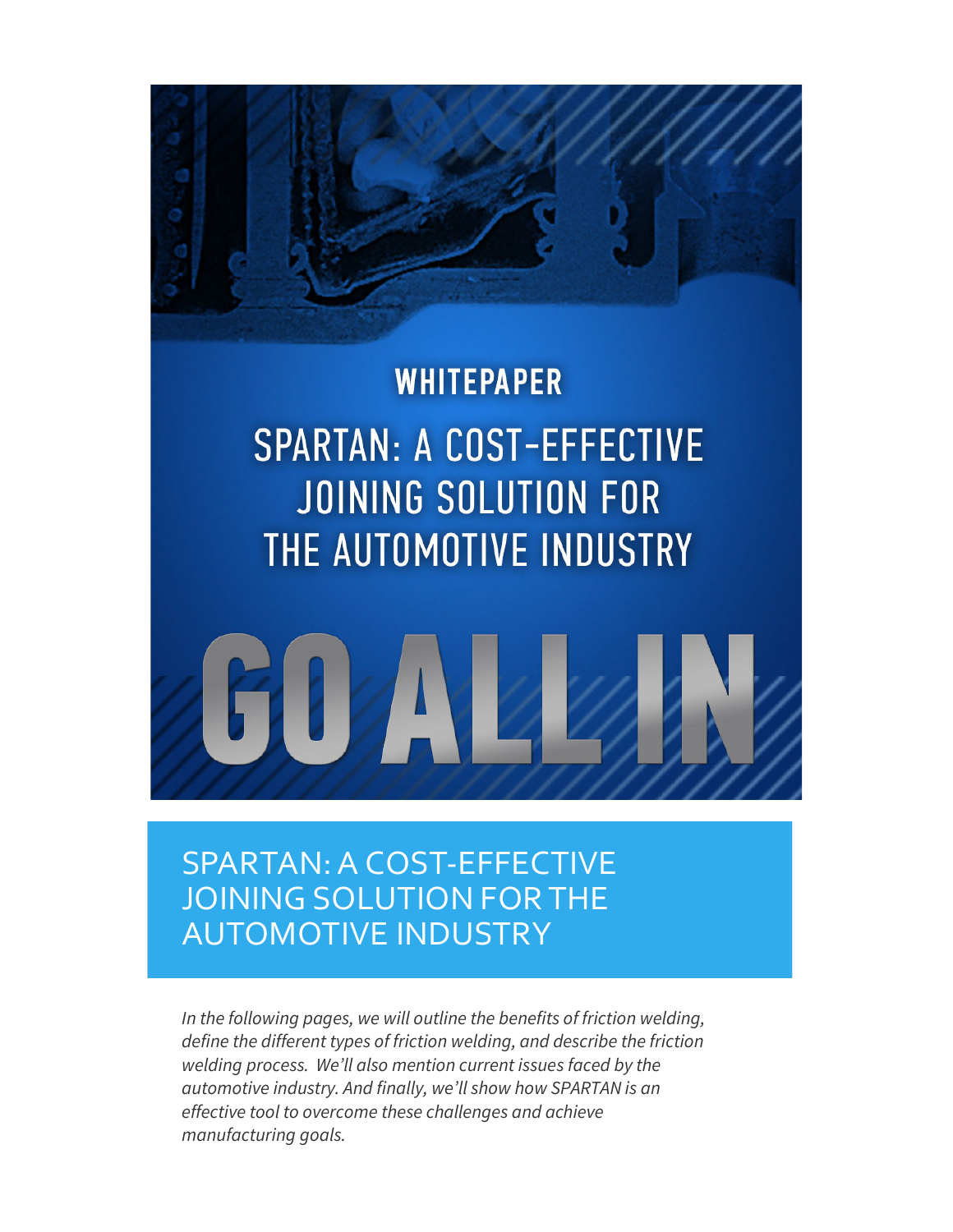**WHITEPAPER**

# SPARTAN: A COST-EFFECTIVE JOINING SOLUTION FOR THE AUTOMOTIVE INDUSTRY

GO ALL IN

## SPARTAN: A COST-EFFECTIVE JOINING SOLUTION FOR THE AUTOMOTIVE INDUSTRY

*In the following pages, we will outline the benefits of friction welding, define the different types of friction welding, and describe the friction welding process. We'll also mention current issues faced by the automotive industry. And finally, we'll show how SPARTAN is an effective tool to overcome these challenges and achieve manufacturing goals.*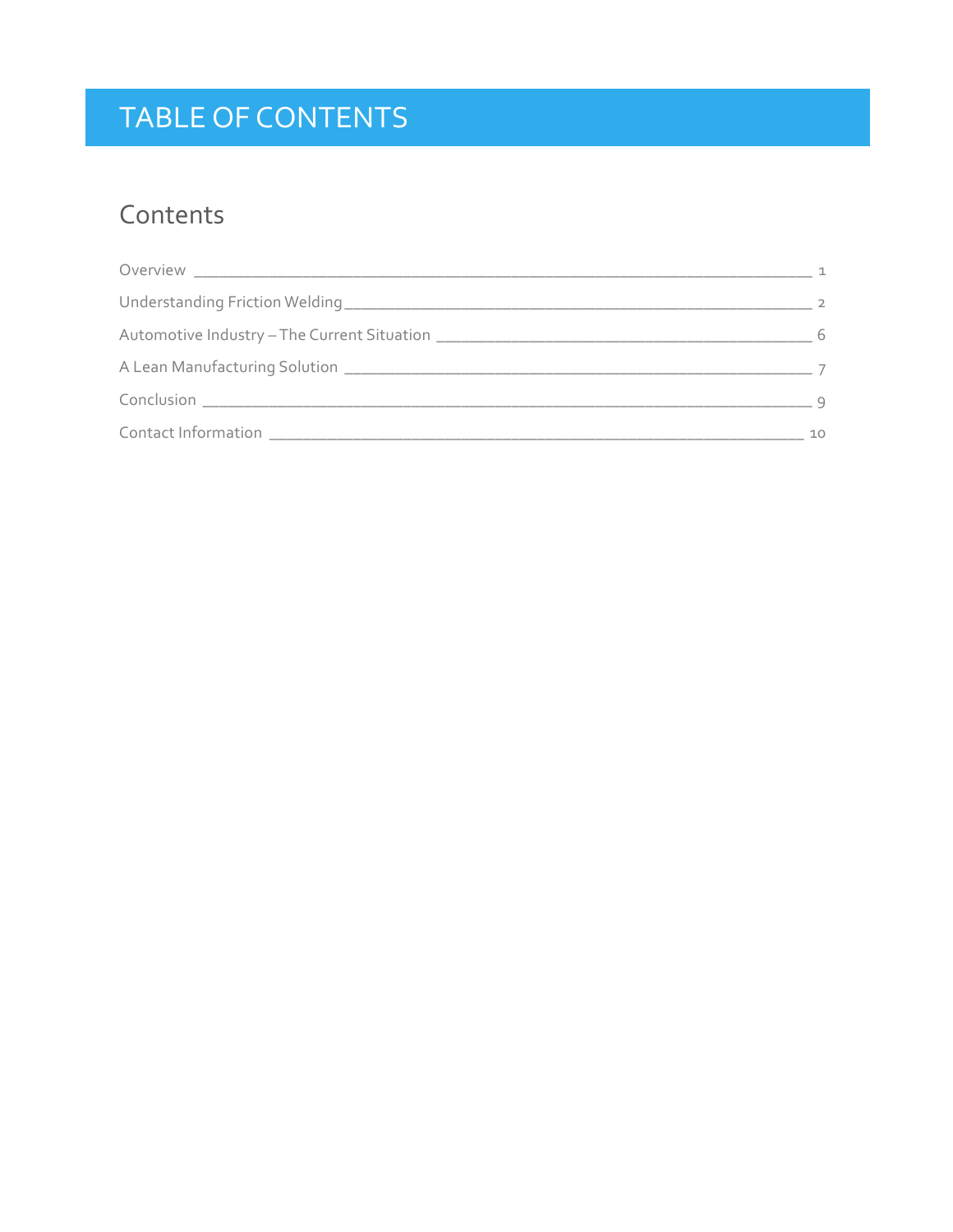# TABLE OF CONTENTS

## Contents

Overview ______________________________ 1

Understanding Friction Welding ______________________________ 2

Automotive Industry – The Current Situation ______________________________ 6

A Lean Manufacturing Solution ______________________________ 7

Conclusion ______________________________ 9

Contact Information ______________________________ 10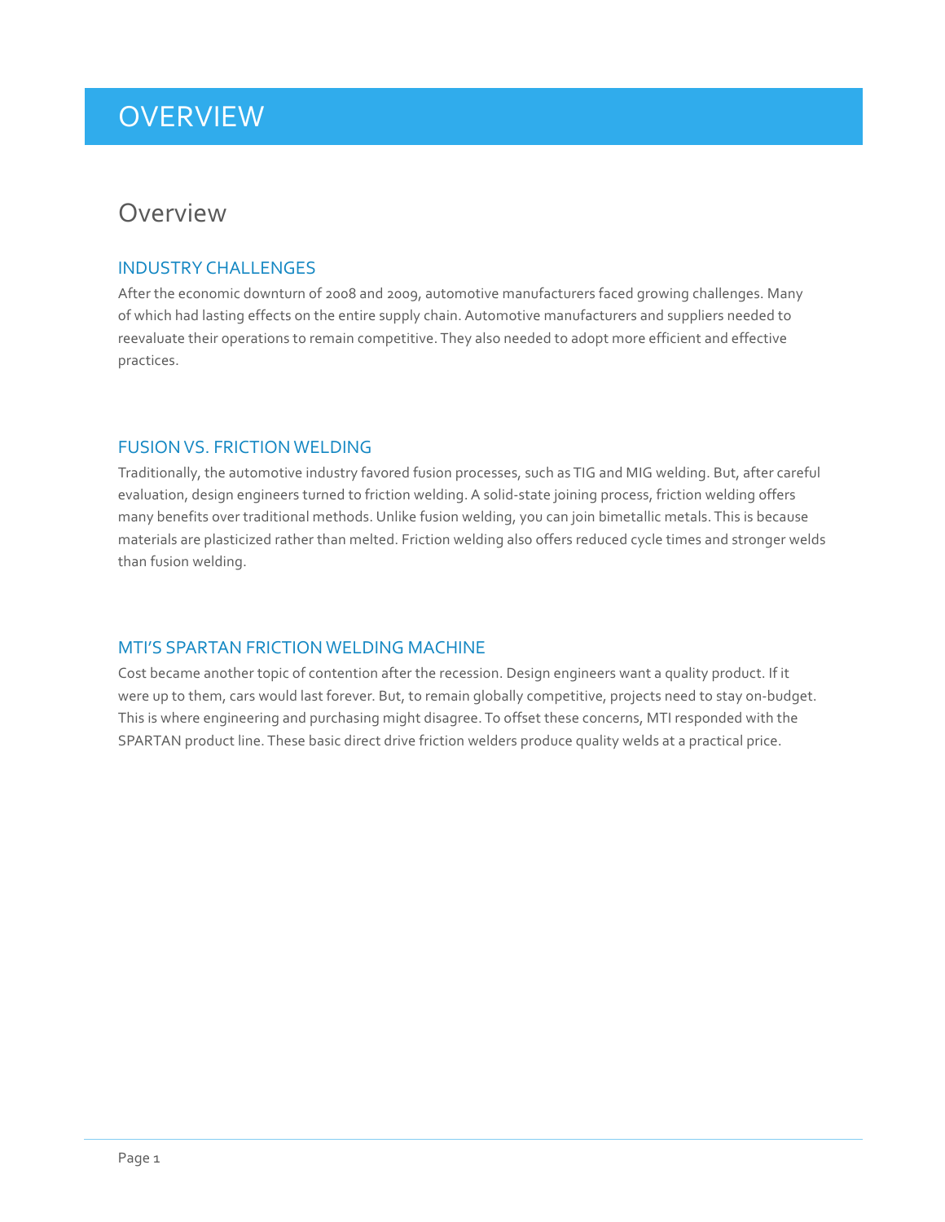# OVERVIEW

## Overview

### INDUSTRY CHALLENGES

After the economic downturn of 2008 and 2009, automotive manufacturers faced growing challenges. Many of which had lasting effects on the entire supply chain. Automotive manufacturers and suppliers needed to reevaluate their operations to remain competitive. They also needed to adopt more efficient and effective practices.

### FUSION VS. FRICTION WELDING

Traditionally, the automotive industry favored fusion processes, such as TIG and MIG welding. But, after careful evaluation, design engineers turned to friction welding. A solid-state joining process, friction welding offers many benefits over traditional methods. Unlike fusion welding, you can join bimetallic metals. This is because materials are plasticized rather than melted. Friction welding also offers reduced cycle times and stronger welds than fusion welding.

### MTI'S SPARTAN FRICTION WELDING MACHINE

Cost became another topic of contention after the recession. Design engineers want a quality product. If it were up to them, cars would last forever. But, to remain globally competitive, projects need to stay on-budget. This is where engineering and purchasing might disagree. To offset these concerns, MTI responded with the SPARTAN product line. These basic direct drive friction welders produce quality welds at a practical price.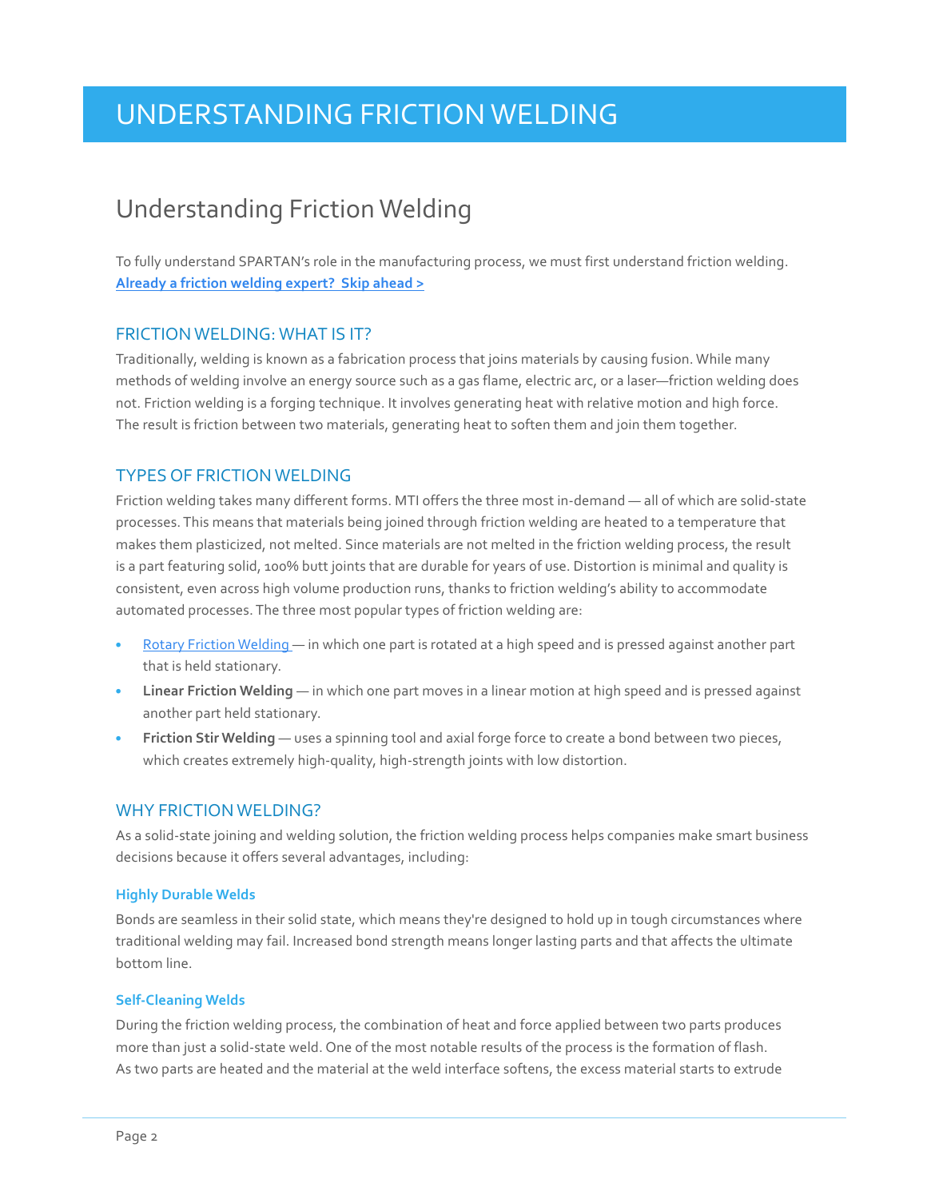# UNDERSTANDING FRICTION WELDING

## Understanding Friction Welding

To fully understand SPARTAN's role in the manufacturing process, we must first understand friction welding. **Already a friction welding expert? Skip ahead >**

### FRICTION WELDING: WHAT IS IT?

Traditionally, welding is known as a fabrication process that joins materials by causing fusion. While many methods of welding involve an energy source such as a gas flame, electric arc, or a laser—friction welding does not. Friction welding is a forging technique. It involves generating heat with relative motion and high force. The result is friction between two materials, generating heat to soften them and join them together.

### TYPES OF FRICTION WELDING

Friction welding takes many different forms. MTI offers the three most in-demand — all of which are solid-state processes. This means that materials being joined through friction welding are heated to a temperature that makes them plasticized, not melted. Since materials are not melted in the friction welding process, the result is a part featuring solid, 100% butt joints that are durable for years of use. Distortion is minimal and quality is consistent, even across high volume production runs, thanks to friction welding's ability to accommodate automated processes. The three most popular types of friction welding are:

- Rotary Friction Welding — in which one part is rotated at a high speed and is pressed against another part that is held stationary.
- **Linear Friction Welding** — in which one part moves in a linear motion at high speed and is pressed against another part held stationary.
- **Friction Stir Welding** — uses a spinning tool and axial forge force to create a bond between two pieces, which creates extremely high-quality, high-strength joints with low distortion.

### WHY FRICTION WELDING?

As a solid-state joining and welding solution, the friction welding process helps companies make smart business decisions because it offers several advantages, including:

#### Highly Durable Welds

Bonds are seamless in their solid state, which means they're designed to hold up in tough circumstances where traditional welding may fail. Increased bond strength means longer lasting parts and that affects the ultimate bottom line.

#### Self-Cleaning Welds

During the friction welding process, the combination of heat and force applied between two parts produces more than just a solid-state weld. One of the most notable results of the process is the formation of flash. As two parts are heated and the material at the weld interface softens, the excess material starts to extrude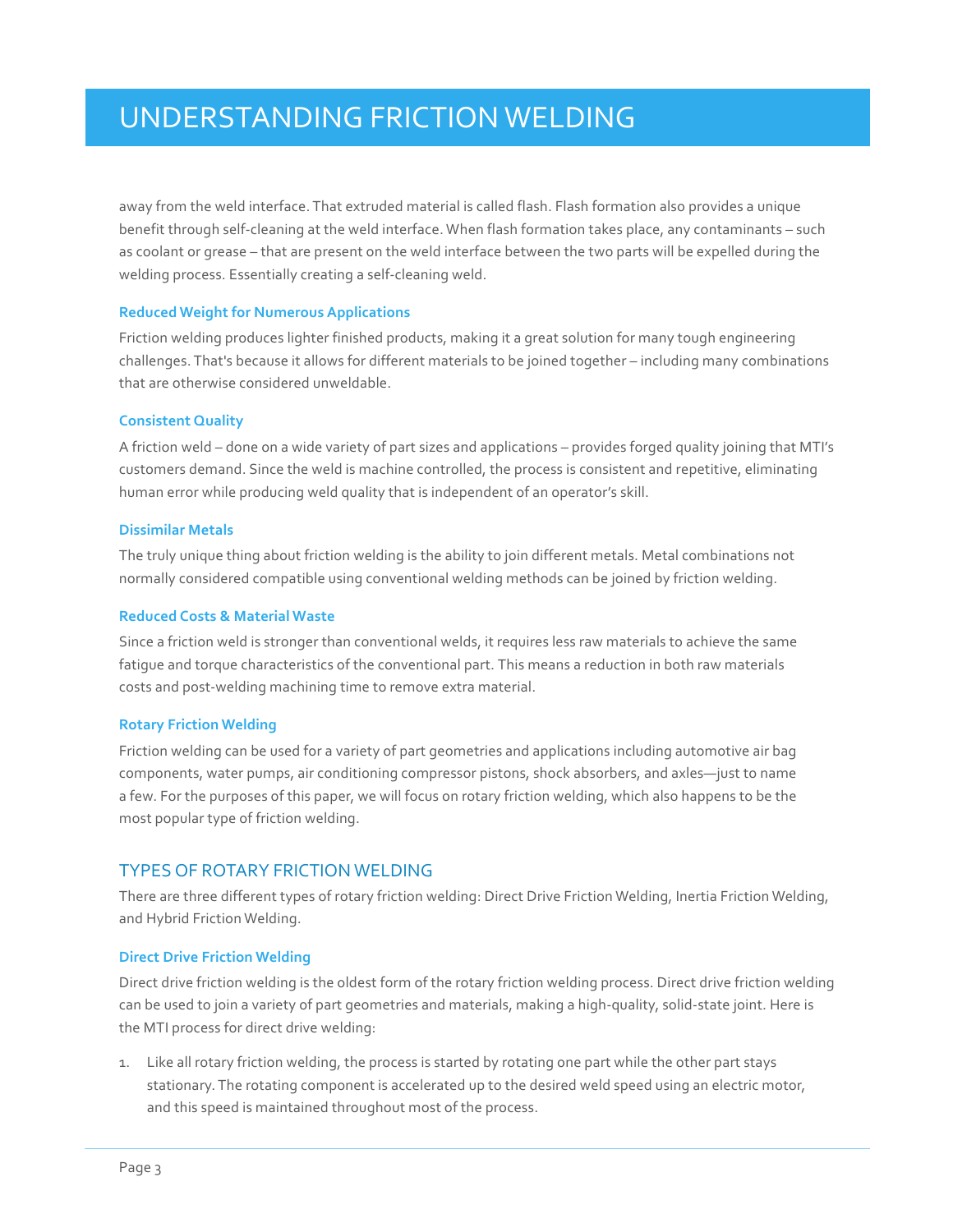away from the weld interface. That extruded material is called flash. Flash formation also provides a unique benefit through self-cleaning at the weld interface. When flash formation takes place, any contaminants – such as coolant or grease – that are present on the weld interface between the two parts will be expelled during the welding process. Essentially creating a self-cleaning weld.

### Reduced Weight for Numerous Applications

Friction welding produces lighter finished products, making it a great solution for many tough engineering challenges. That's because it allows for different materials to be joined together – including many combinations that are otherwise considered unweldable.

### Consistent Quality

A friction weld – done on a wide variety of part sizes and applications – provides forged quality joining that MTI's customers demand. Since the weld is machine controlled, the process is consistent and repetitive, eliminating human error while producing weld quality that is independent of an operator's skill.

### Dissimilar Metals

The truly unique thing about friction welding is the ability to join different metals. Metal combinations not normally considered compatible using conventional welding methods can be joined by friction welding.

### Reduced Costs & Material Waste

Since a friction weld is stronger than conventional welds, it requires less raw materials to achieve the same fatigue and torque characteristics of the conventional part. This means a reduction in both raw materials costs and post-welding machining time to remove extra material.

### Rotary Friction Welding

Friction welding can be used for a variety of part geometries and applications including automotive air bag components, water pumps, air conditioning compressor pistons, shock absorbers, and axles—just to name a few. For the purposes of this paper, we will focus on rotary friction welding, which also happens to be the most popular type of friction welding.

## TYPES OF ROTARY FRICTION WELDING

There are three different types of rotary friction welding: Direct Drive Friction Welding, Inertia Friction Welding, and Hybrid Friction Welding.

### Direct Drive Friction Welding

Direct drive friction welding is the oldest form of the rotary friction welding process. Direct drive friction welding can be used to join a variety of part geometries and materials, making a high-quality, solid-state joint. Here is the MTI process for direct drive welding:

1. Like all rotary friction welding, the process is started by rotating one part while the other part stays stationary. The rotating component is accelerated up to the desired weld speed using an electric motor, and this speed is maintained throughout most of the process.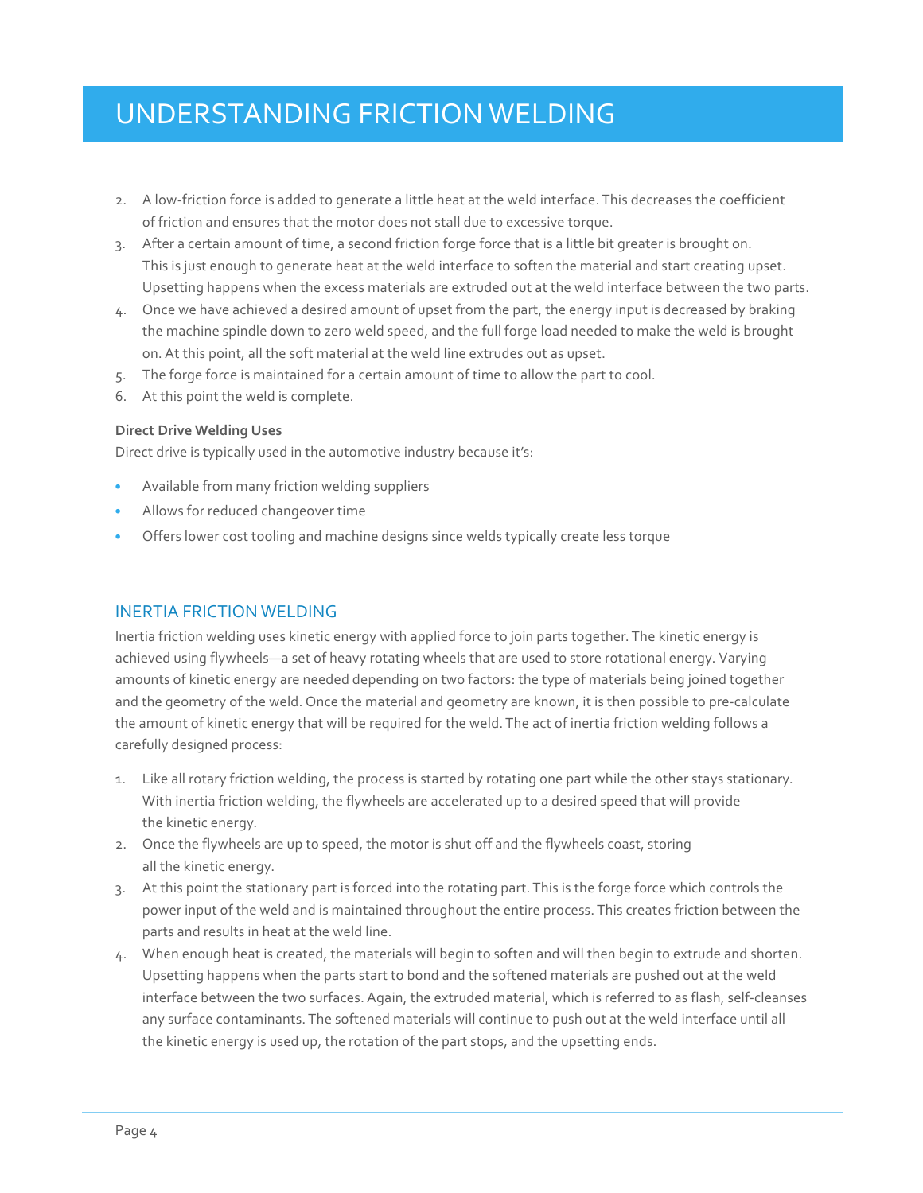2. A low-friction force is added to generate a little heat at the weld interface. This decreases the coefficient of friction and ensures that the motor does not stall due to excessive torque.
3. After a certain amount of time, a second friction forge force that is a little bit greater is brought on. This is just enough to generate heat at the weld interface to soften the material and start creating upset. Upsetting happens when the excess materials are extruded out at the weld interface between the two parts.
4. Once we have achieved a desired amount of upset from the part, the energy input is decreased by braking the machine spindle down to zero weld speed, and the full forge load needed to make the weld is brought on. At this point, all the soft material at the weld line extrudes out as upset.
5. The forge force is maintained for a certain amount of time to allow the part to cool.
6. At this point the weld is complete.

**Direct Drive Welding Uses**

Direct drive is typically used in the automotive industry because it's:

- Available from many friction welding suppliers
- Allows for reduced changeover time
- Offers lower cost tooling and machine designs since welds typically create less torque

## INERTIA FRICTION WELDING

Inertia friction welding uses kinetic energy with applied force to join parts together. The kinetic energy is achieved using flywheels—a set of heavy rotating wheels that are used to store rotational energy. Varying amounts of kinetic energy are needed depending on two factors: the type of materials being joined together and the geometry of the weld. Once the material and geometry are known, it is then possible to pre-calculate the amount of kinetic energy that will be required for the weld. The act of inertia friction welding follows a carefully designed process:

1. Like all rotary friction welding, the process is started by rotating one part while the other stays stationary. With inertia friction welding, the flywheels are accelerated up to a desired speed that will provide the kinetic energy.
2. Once the flywheels are up to speed, the motor is shut off and the flywheels coast, storing all the kinetic energy.
3. At this point the stationary part is forced into the rotating part. This is the forge force which controls the power input of the weld and is maintained throughout the entire process. This creates friction between the parts and results in heat at the weld line.
4. When enough heat is created, the materials will begin to soften and will then begin to extrude and shorten. Upsetting happens when the parts start to bond and the softened materials are pushed out at the weld interface between the two surfaces. Again, the extruded material, which is referred to as flash, self-cleanses any surface contaminants. The softened materials will continue to push out at the weld interface until all the kinetic energy is used up, the rotation of the part stops, and the upsetting ends.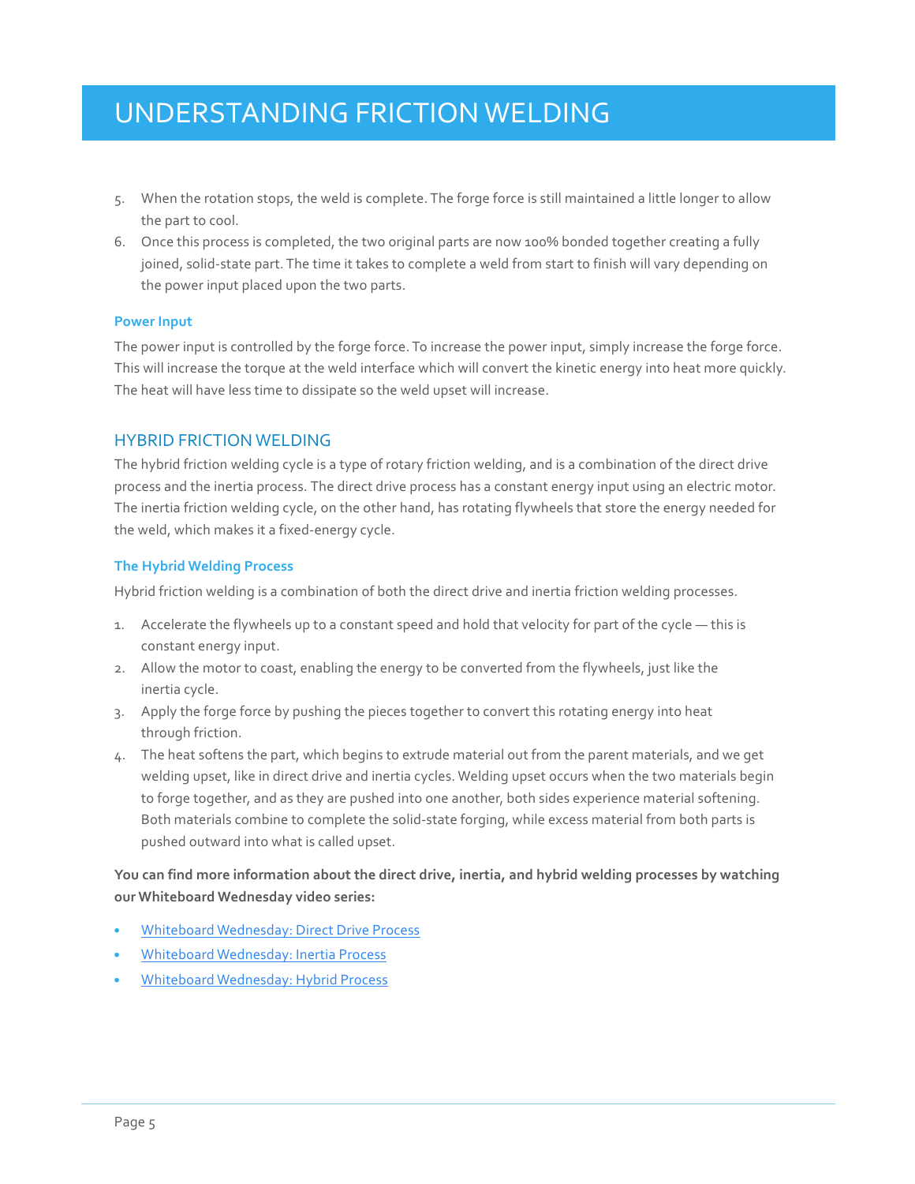# UNDERSTANDING FRICTION WELDING

5. When the rotation stops, the weld is complete. The forge force is still maintained a little longer to allow the part to cool.
6. Once this process is completed, the two original parts are now 100% bonded together creating a fully joined, solid-state part. The time it takes to complete a weld from start to finish will vary depending on the power input placed upon the two parts.

### Power Input

The power input is controlled by the forge force. To increase the power input, simply increase the forge force. This will increase the torque at the weld interface which will convert the kinetic energy into heat more quickly. The heat will have less time to dissipate so the weld upset will increase.

## HYBRID FRICTION WELDING

The hybrid friction welding cycle is a type of rotary friction welding, and is a combination of the direct drive process and the inertia process. The direct drive process has a constant energy input using an electric motor. The inertia friction welding cycle, on the other hand, has rotating flywheels that store the energy needed for the weld, which makes it a fixed-energy cycle.

### The Hybrid Welding Process

Hybrid friction welding is a combination of both the direct drive and inertia friction welding processes.

1. Accelerate the flywheels up to a constant speed and hold that velocity for part of the cycle — this is constant energy input.
2. Allow the motor to coast, enabling the energy to be converted from the flywheels, just like the inertia cycle.
3. Apply the forge force by pushing the pieces together to convert this rotating energy into heat through friction.
4. The heat softens the part, which begins to extrude material out from the parent materials, and we get welding upset, like in direct drive and inertia cycles. Welding upset occurs when the two materials begin to forge together, and as they are pushed into one another, both sides experience material softening. Both materials combine to complete the solid-state forging, while excess material from both parts is pushed outward into what is called upset.

**You can find more information about the direct drive, inertia, and hybrid welding processes by watching our Whiteboard Wednesday video series:**

- Whiteboard Wednesday: Direct Drive Process
- Whiteboard Wednesday: Inertia Process
- Whiteboard Wednesday: Hybrid Process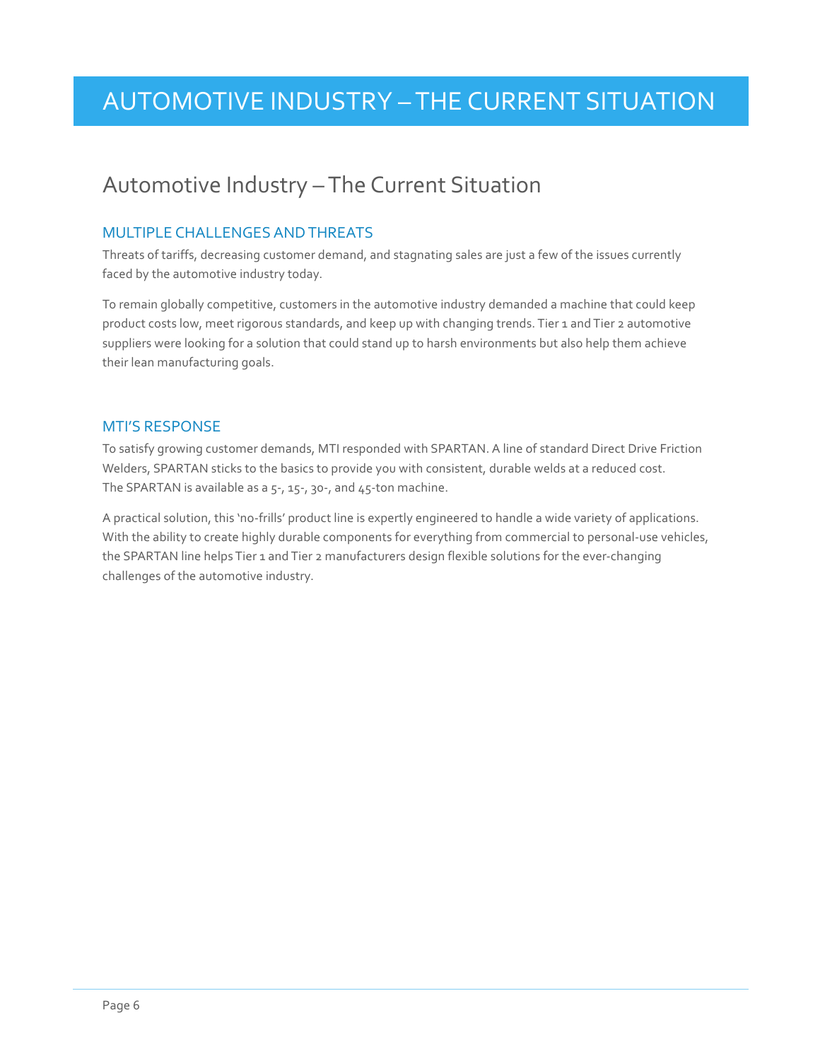# AUTOMOTIVE INDUSTRY – THE CURRENT SITUATION

## Automotive Industry – The Current Situation

### MULTIPLE CHALLENGES AND THREATS

Threats of tariffs, decreasing customer demand, and stagnating sales are just a few of the issues currently faced by the automotive industry today.

To remain globally competitive, customers in the automotive industry demanded a machine that could keep product costs low, meet rigorous standards, and keep up with changing trends. Tier 1 and Tier 2 automotive suppliers were looking for a solution that could stand up to harsh environments but also help them achieve their lean manufacturing goals.

### MTI'S RESPONSE

To satisfy growing customer demands, MTI responded with SPARTAN. A line of standard Direct Drive Friction Welders, SPARTAN sticks to the basics to provide you with consistent, durable welds at a reduced cost. The SPARTAN is available as a 5-, 15-, 30-, and 45-ton machine.

A practical solution, this 'no-frills' product line is expertly engineered to handle a wide variety of applications. With the ability to create highly durable components for everything from commercial to personal-use vehicles, the SPARTAN line helps Tier 1 and Tier 2 manufacturers design flexible solutions for the ever-changing challenges of the automotive industry.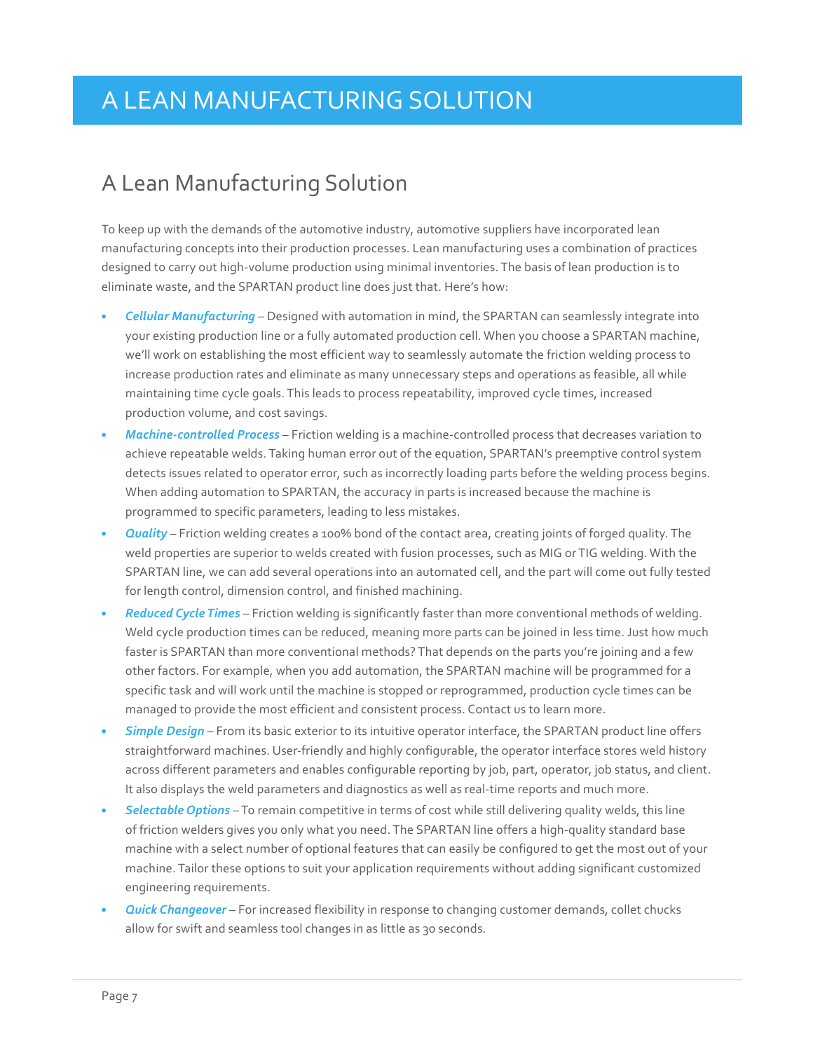# A LEAN MANUFACTURING SOLUTION

## A Lean Manufacturing Solution

To keep up with the demands of the automotive industry, automotive suppliers have incorporated lean manufacturing concepts into their production processes. Lean manufacturing uses a combination of practices designed to carry out high-volume production using minimal inventories. The basis of lean production is to eliminate waste, and the SPARTAN product line does just that. Here's how:

- ***Cellular Manufacturing*** – Designed with automation in mind, the SPARTAN can seamlessly integrate into your existing production line or a fully automated production cell. When you choose a SPARTAN machine, we'll work on establishing the most efficient way to seamlessly automate the friction welding process to increase production rates and eliminate as many unnecessary steps and operations as feasible, all while maintaining time cycle goals. This leads to process repeatability, improved cycle times, increased production volume, and cost savings.
- ***Machine-controlled Process*** – Friction welding is a machine-controlled process that decreases variation to achieve repeatable welds. Taking human error out of the equation, SPARTAN's preemptive control system detects issues related to operator error, such as incorrectly loading parts before the welding process begins. When adding automation to SPARTAN, the accuracy in parts is increased because the machine is programmed to specific parameters, leading to less mistakes.
- ***Quality*** – Friction welding creates a 100% bond of the contact area, creating joints of forged quality. The weld properties are superior to welds created with fusion processes, such as MIG or TIG welding. With the SPARTAN line, we can add several operations into an automated cell, and the part will come out fully tested for length control, dimension control, and finished machining.
- ***Reduced Cycle Times*** – Friction welding is significantly faster than more conventional methods of welding. Weld cycle production times can be reduced, meaning more parts can be joined in less time. Just how much faster is SPARTAN than more conventional methods? That depends on the parts you're joining and a few other factors. For example, when you add automation, the SPARTAN machine will be programmed for a specific task and will work until the machine is stopped or reprogrammed, production cycle times can be managed to provide the most efficient and consistent process. Contact us to learn more.
- ***Simple Design*** – From its basic exterior to its intuitive operator interface, the SPARTAN product line offers straightforward machines. User-friendly and highly configurable, the operator interface stores weld history across different parameters and enables configurable reporting by job, part, operator, job status, and client. It also displays the weld parameters and diagnostics as well as real-time reports and much more.
- ***Selectable Options*** – To remain competitive in terms of cost while still delivering quality welds, this line of friction welders gives you only what you need. The SPARTAN line offers a high-quality standard base machine with a select number of optional features that can easily be configured to get the most out of your machine. Tailor these options to suit your application requirements without adding significant customized engineering requirements.
- ***Quick Changeover*** – For increased flexibility in response to changing customer demands, collet chucks allow for swift and seamless tool changes in as little as 30 seconds.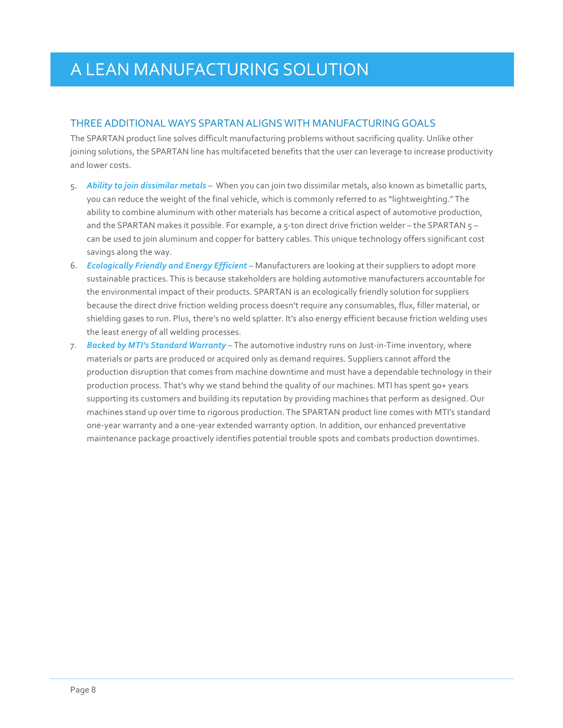# A LEAN MANUFACTURING SOLUTION

## THREE ADDITIONAL WAYS SPARTAN ALIGNS WITH MANUFACTURING GOALS

The SPARTAN product line solves difficult manufacturing problems without sacrificing quality. Unlike other joining solutions, the SPARTAN line has multifaceted benefits that the user can leverage to increase productivity and lower costs.

5. ***Ability to join dissimilar metals*** – When you can join two dissimilar metals, also known as bimetallic parts, you can reduce the weight of the final vehicle, which is commonly referred to as "lightweighting." The ability to combine aluminum with other materials has become a critical aspect of automotive production, and the SPARTAN makes it possible. For example, a 5-ton direct drive friction welder – the SPARTAN 5 – can be used to join aluminum and copper for battery cables. This unique technology offers significant cost savings along the way.
6. ***Ecologically Friendly and Energy Efficient*** – Manufacturers are looking at their suppliers to adopt more sustainable practices. This is because stakeholders are holding automotive manufacturers accountable for the environmental impact of their products. SPARTAN is an ecologically friendly solution for suppliers because the direct drive friction welding process doesn't require any consumables, flux, filler material, or shielding gases to run. Plus, there's no weld splatter. It's also energy efficient because friction welding uses the least energy of all welding processes.
7. ***Backed by MTI's Standard Warranty*** – The automotive industry runs on Just-in-Time inventory, where materials or parts are produced or acquired only as demand requires. Suppliers cannot afford the production disruption that comes from machine downtime and must have a dependable technology in their production process. That's why we stand behind the quality of our machines. MTI has spent 90+ years supporting its customers and building its reputation by providing machines that perform as designed. Our machines stand up over time to rigorous production. The SPARTAN product line comes with MTI's standard one-year warranty and a one-year extended warranty option. In addition, our enhanced preventative maintenance package proactively identifies potential trouble spots and combats production downtimes.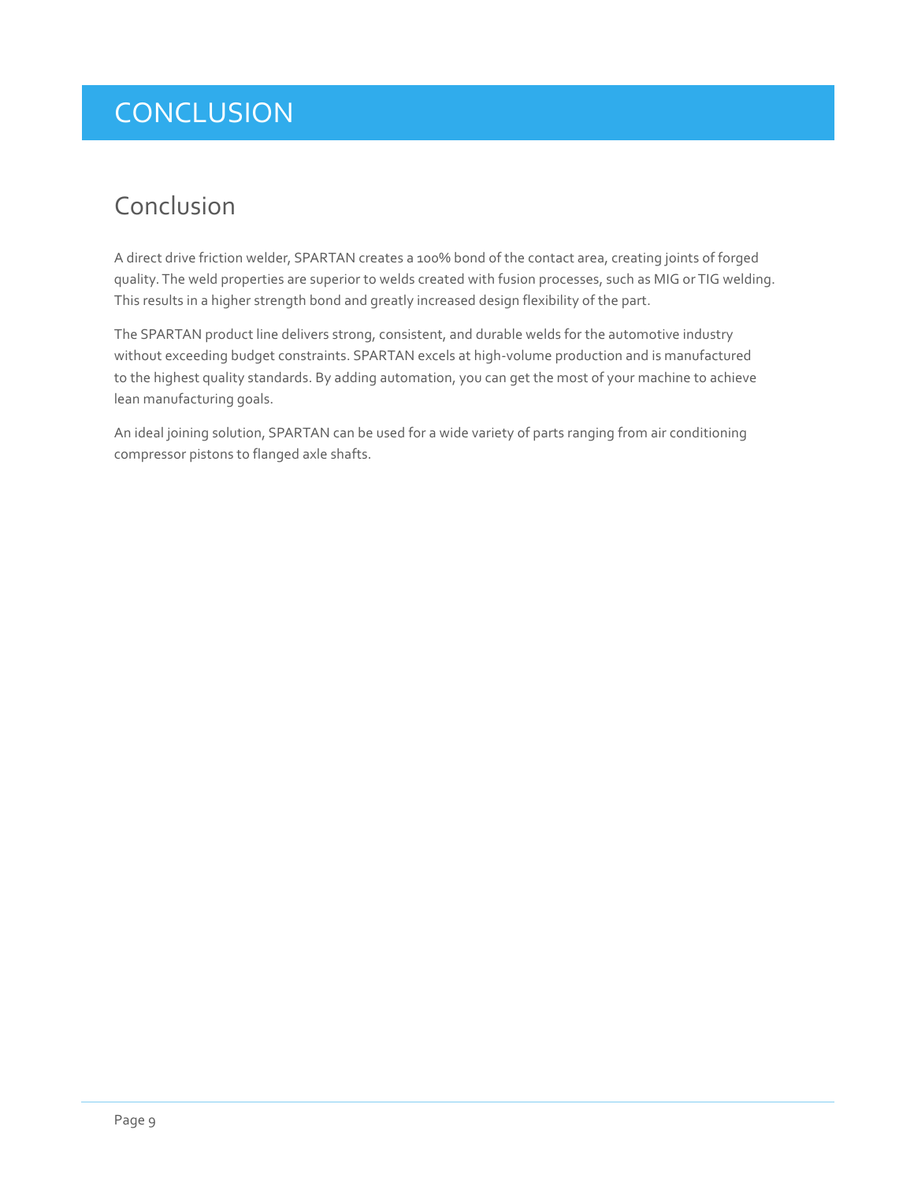# CONCLUSION

## Conclusion

A direct drive friction welder, SPARTAN creates a 100% bond of the contact area, creating joints of forged quality. The weld properties are superior to welds created with fusion processes, such as MIG or TIG welding. This results in a higher strength bond and greatly increased design flexibility of the part.

The SPARTAN product line delivers strong, consistent, and durable welds for the automotive industry without exceeding budget constraints. SPARTAN excels at high-volume production and is manufactured to the highest quality standards. By adding automation, you can get the most of your machine to achieve lean manufacturing goals.

An ideal joining solution, SPARTAN can be used for a wide variety of parts ranging from air conditioning compressor pistons to flanged axle shafts.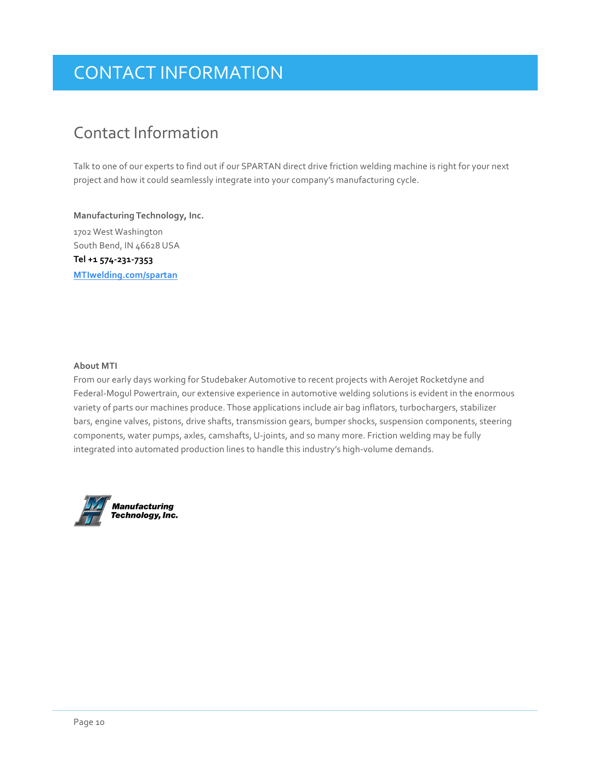# CONTACT INFORMATION

## Contact Information

Talk to one of our experts to find out if our SPARTAN direct drive friction welding machine is right for your next project and how it could seamlessly integrate into your company's manufacturing cycle.

**Manufacturing Technology, Inc.**

1702 West Washington
South Bend, IN 46628 USA
**Tel +1 574-231-7353**
**MTIwelding.com/spartan**

**About MTI**

From our early days working for Studebaker Automotive to recent projects with Aerojet Rocketdyne and Federal-Mogul Powertrain, our extensive experience in automotive welding solutions is evident in the enormous variety of parts our machines produce. Those applications include air bag inflators, turbochargers, stabilizer bars, engine valves, pistons, drive shafts, transmission gears, bumper shocks, suspension components, steering components, water pumps, axles, camshafts, U-joints, and so many more. Friction welding may be fully integrated into automated production lines to handle this industry's high-volume demands.

Manufacturing Technology, Inc.